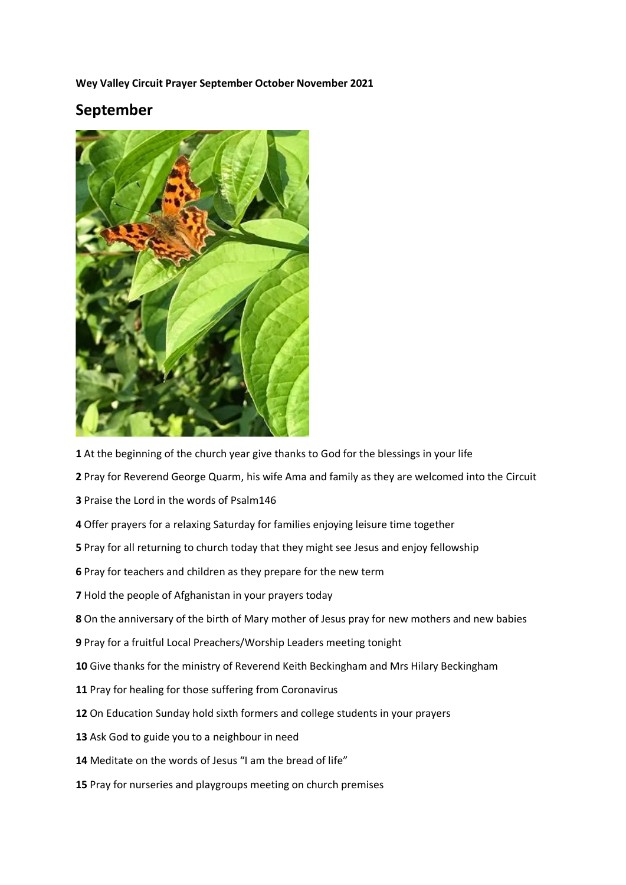**Wey Valley Circuit Prayer September October November 2021**

## September

**1** At the beginning of the church year give thanks to God for the blessings in your life

**2** Pray for Reverend George Quarm, his wife Ama and family as they are welcomed into the Circuit

**3** Praise the Lord in the words of Psalm146

**4** Offer prayers for a relaxing Saturday for families enjoying leisure time together

**5** Pray for all returning to church today that they might see Jesus and enjoy fellowship

**6** Pray for teachers and children as they prepare for the new term

**7** Hold the people of Afghanistan in your prayers today

**8** On the anniversary of the birth of Mary mother of Jesus pray for new mothers and new babies

**9** Pray for a fruitful Local Preachers/Worship Leaders meeting tonight

**10** Give thanks for the ministry of Reverend Keith Beckingham and Mrs Hilary Beckingham

**11** Pray for healing for those suffering from Coronavirus

**12** On Education Sunday hold sixth formers and college students in your prayers

**13** Ask God to guide you to a neighbour in need

**14** Meditate on the words of Jesus "I am the bread of life"

**15** Pray for nurseries and playgroups meeting on church premises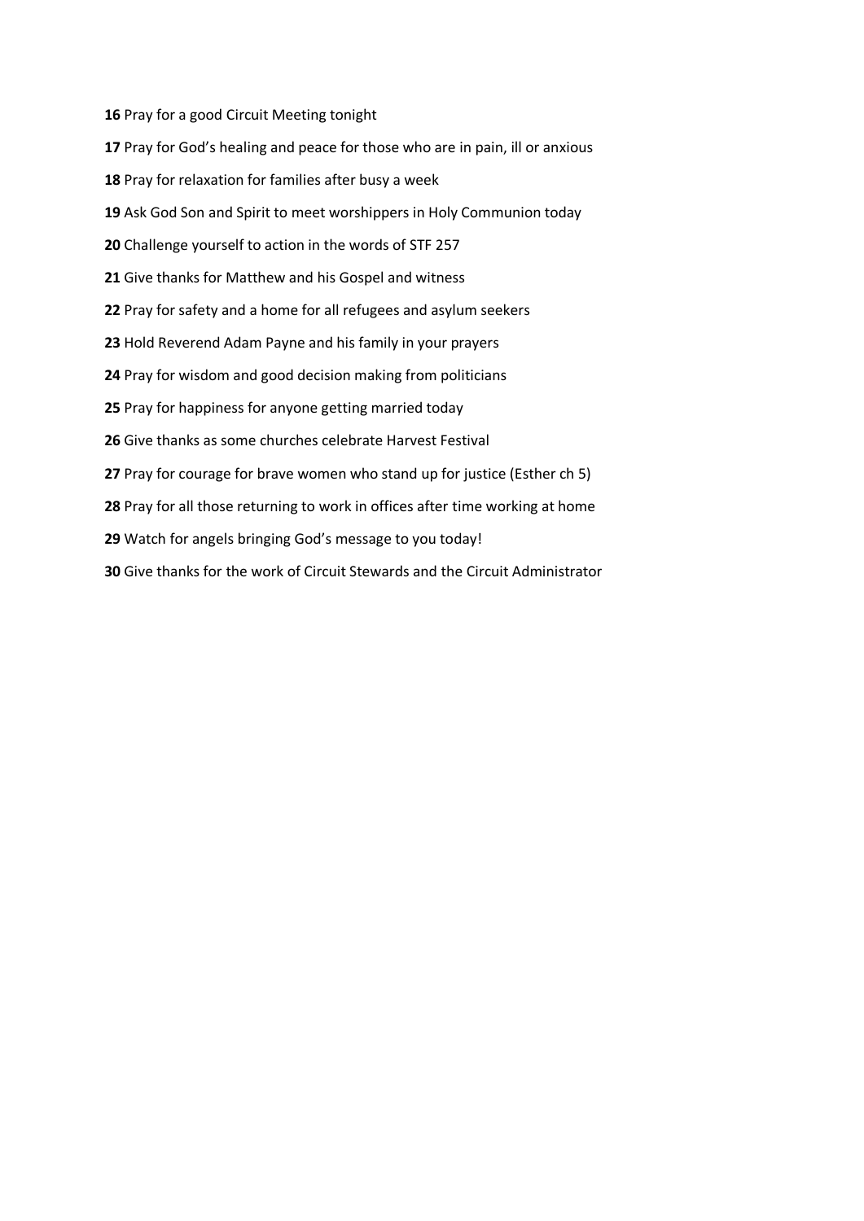**16** Pray for a good Circuit Meeting tonight

**17** Pray for God's healing and peace for those who are in pain, ill or anxious

**18** Pray for relaxation for families after busy a week

**19** Ask God Son and Spirit to meet worshippers in Holy Communion today

**20** Challenge yourself to action in the words of STF 257

**21** Give thanks for Matthew and his Gospel and witness

**22** Pray for safety and a home for all refugees and asylum seekers

**23** Hold Reverend Adam Payne and his family in your prayers

**24** Pray for wisdom and good decision making from politicians

**25** Pray for happiness for anyone getting married today

**26** Give thanks as some churches celebrate Harvest Festival

**27** Pray for courage for brave women who stand up for justice (Esther ch 5)

**28** Pray for all those returning to work in offices after time working at home

**29** Watch for angels bringing God's message to you today!

**30** Give thanks for the work of Circuit Stewards and the Circuit Administrator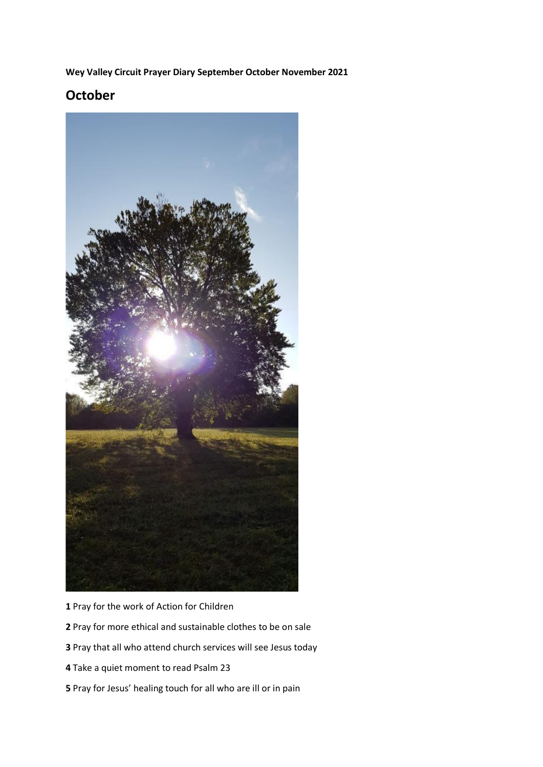**Wey Valley Circuit Prayer Diary September October November 2021**

## October

**1** Pray for the work of Action for Children

**2** Pray for more ethical and sustainable clothes to be on sale

**3** Pray that all who attend church services will see Jesus today

**4** Take a quiet moment to read Psalm 23

**5** Pray for Jesus' healing touch for all who are ill or in pain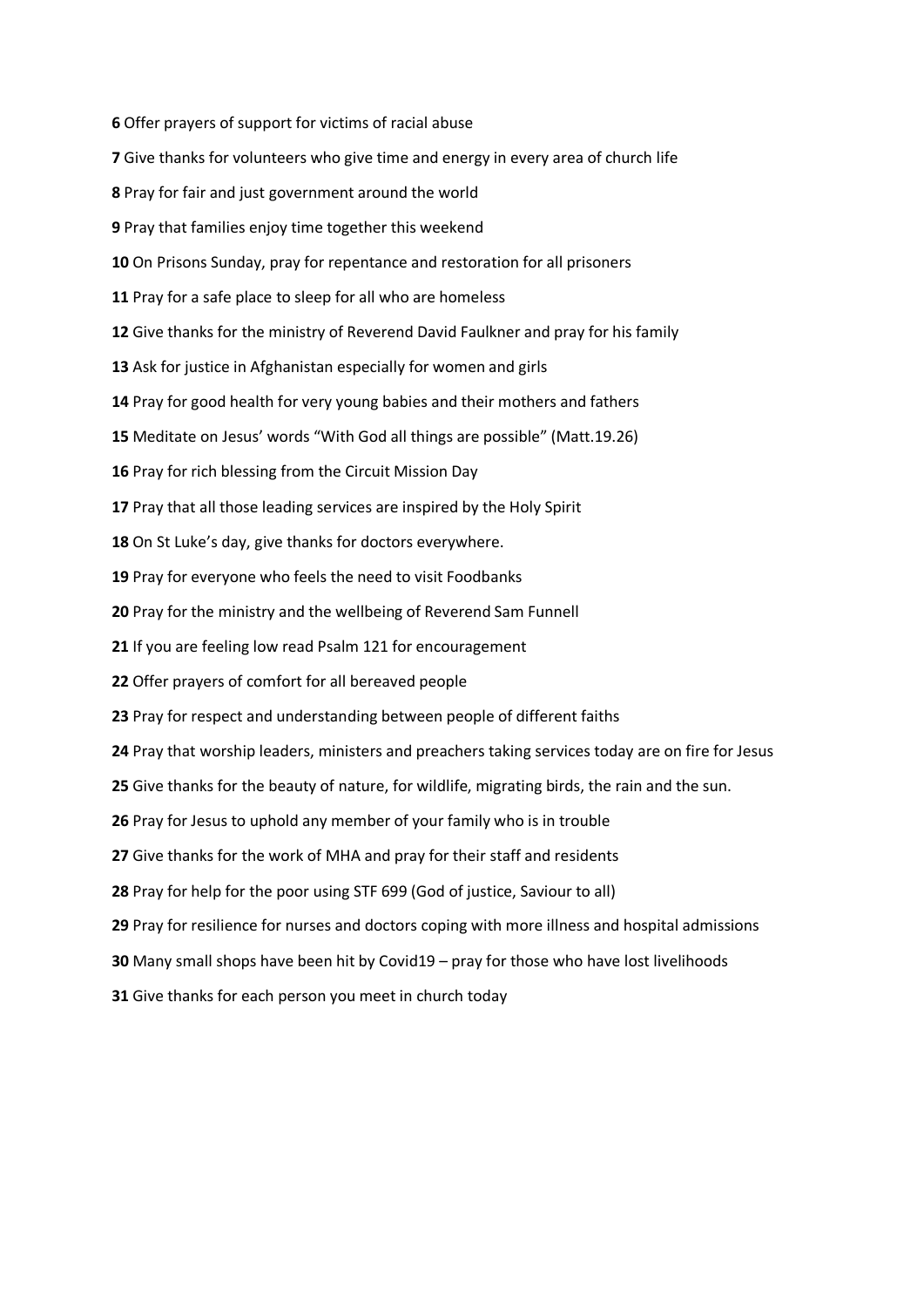**6** Offer prayers of support for victims of racial abuse

**7** Give thanks for volunteers who give time and energy in every area of church life

**8** Pray for fair and just government around the world

**9** Pray that families enjoy time together this weekend

**10** On Prisons Sunday, pray for repentance and restoration for all prisoners

**11** Pray for a safe place to sleep for all who are homeless

**12** Give thanks for the ministry of Reverend David Faulkner and pray for his family

**13** Ask for justice in Afghanistan especially for women and girls

**14** Pray for good health for very young babies and their mothers and fathers

**15** Meditate on Jesus' words "With God all things are possible" (Matt.19.26)

**16** Pray for rich blessing from the Circuit Mission Day

**17** Pray that all those leading services are inspired by the Holy Spirit

**18** On St Luke's day, give thanks for doctors everywhere.

**19** Pray for everyone who feels the need to visit Foodbanks

**20** Pray for the ministry and the wellbeing of Reverend Sam Funnell

**21** If you are feeling low read Psalm 121 for encouragement

**22** Offer prayers of comfort for all bereaved people

**23** Pray for respect and understanding between people of different faiths

**24** Pray that worship leaders, ministers and preachers taking services today are on fire for Jesus

**25** Give thanks for the beauty of nature, for wildlife, migrating birds, the rain and the sun.

**26** Pray for Jesus to uphold any member of your family who is in trouble

**27** Give thanks for the work of MHA and pray for their staff and residents

**28** Pray for help for the poor using STF 699 (God of justice, Saviour to all)

**29** Pray for resilience for nurses and doctors coping with more illness and hospital admissions

**30** Many small shops have been hit by Covid19 – pray for those who have lost livelihoods

**31** Give thanks for each person you meet in church today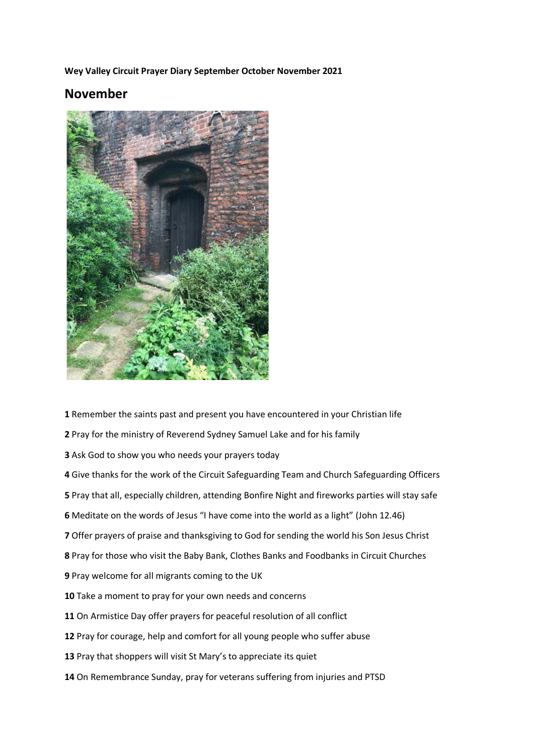**Wey Valley Circuit Prayer Diary September October November 2021**

## November

**1** Remember the saints past and present you have encountered in your Christian life

**2** Pray for the ministry of Reverend Sydney Samuel Lake and for his family

**3** Ask God to show you who needs your prayers today

**4** Give thanks for the work of the Circuit Safeguarding Team and Church Safeguarding Officers

**5** Pray that all, especially children, attending Bonfire Night and fireworks parties will stay safe

**6** Meditate on the words of Jesus "I have come into the world as a light" (John 12.46)

**7** Offer prayers of praise and thanksgiving to God for sending the world his Son Jesus Christ

**8** Pray for those who visit the Baby Bank, Clothes Banks and Foodbanks in Circuit Churches

**9** Pray welcome for all migrants coming to the UK

**10** Take a moment to pray for your own needs and concerns

**11** On Armistice Day offer prayers for peaceful resolution of all conflict

**12** Pray for courage, help and comfort for all young people who suffer abuse

**13** Pray that shoppers will visit St Mary's to appreciate its quiet

**14** On Remembrance Sunday, pray for veterans suffering from injuries and PTSD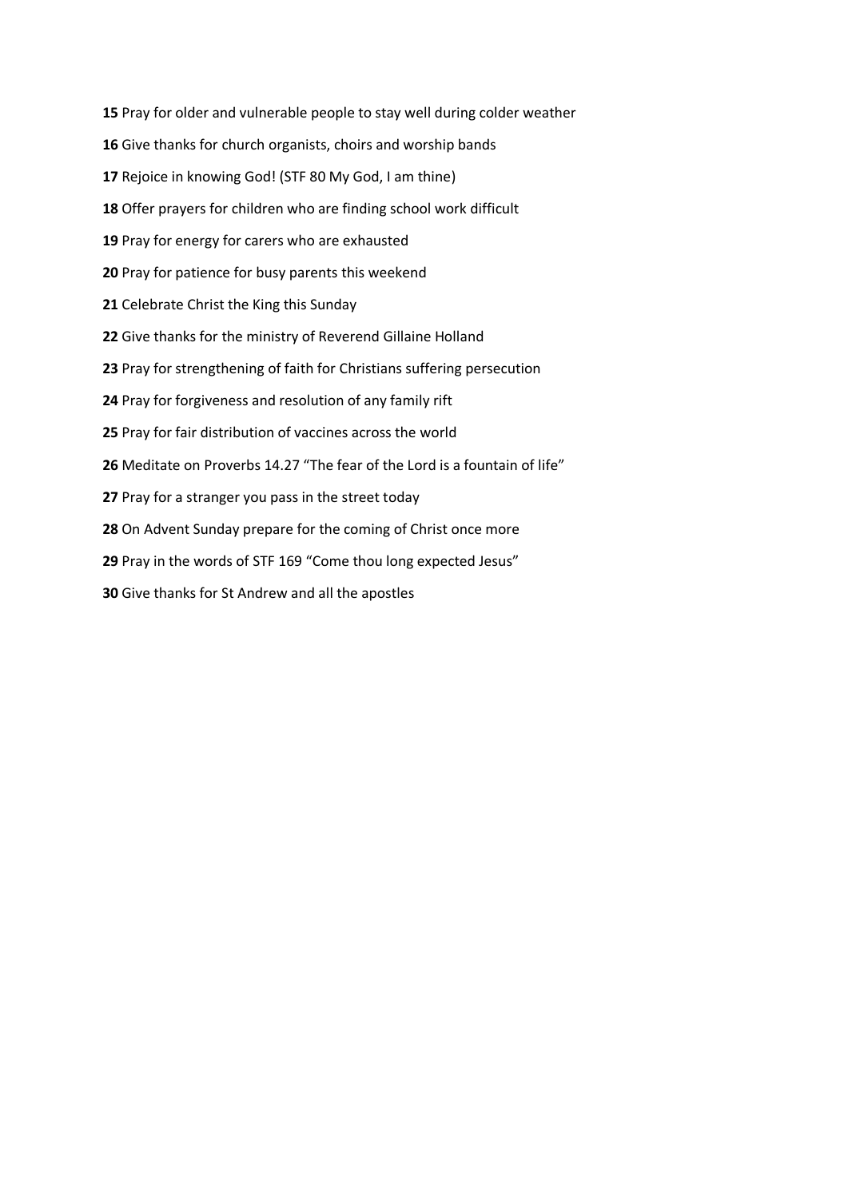**15** Pray for older and vulnerable people to stay well during colder weather

**16** Give thanks for church organists, choirs and worship bands

**17** Rejoice in knowing God! (STF 80 My God, I am thine)

**18** Offer prayers for children who are finding school work difficult

**19** Pray for energy for carers who are exhausted

**20** Pray for patience for busy parents this weekend

**21** Celebrate Christ the King this Sunday

**22** Give thanks for the ministry of Reverend Gillaine Holland

**23** Pray for strengthening of faith for Christians suffering persecution

**24** Pray for forgiveness and resolution of any family rift

**25** Pray for fair distribution of vaccines across the world

**26** Meditate on Proverbs 14.27 "The fear of the Lord is a fountain of life"

**27** Pray for a stranger you pass in the street today

**28** On Advent Sunday prepare for the coming of Christ once more

**29** Pray in the words of STF 169 "Come thou long expected Jesus"

**30** Give thanks for St Andrew and all the apostles